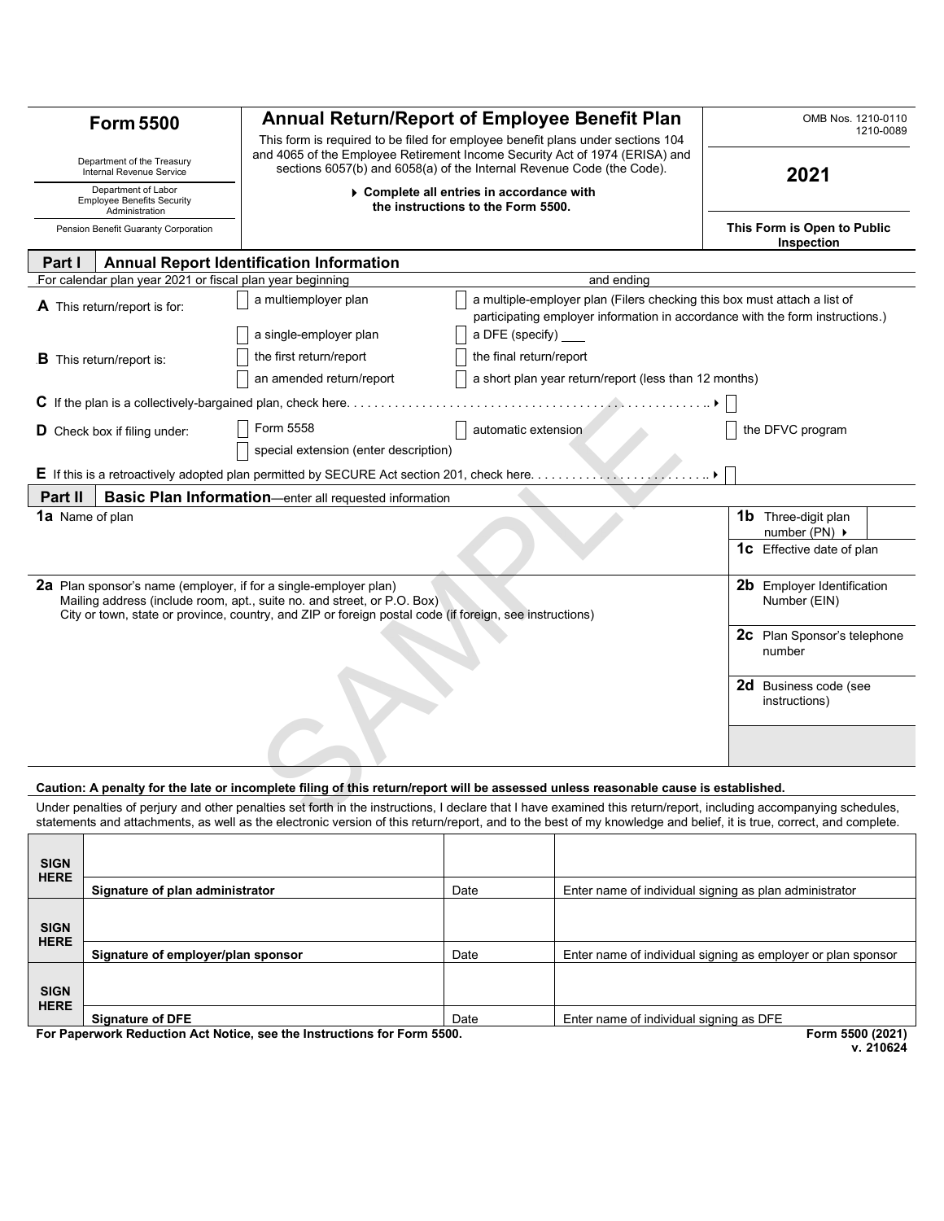| **Form 5500** | **Annual Return/Report of Employee Benefit Plan** | OMB Nos. 1210-0110 1210-0089 |
|---|---|---|
| Department of the Treasury Internal Revenue Service | This form is required to be filed for employee benefit plans under sections 104 and 4065 of the Employee Retirement Income Security Act of 1974 (ERISA) and sections 6057(b) and 6058(a) of the Internal Revenue Code (the Code). | **2021** |
| Department of Labor Employee Benefits Security Administration | ▸ **Complete all entries in accordance with the instructions to the Form 5500.** | |
| Pension Benefit Guaranty Corporation | | **This Form is Open to Public Inspection** |

## Part I Annual Report Identification Information

For calendar plan year 2021 or fiscal plan year beginning ______ and ending ______

**A** This return/report is for:
- ☐ a multiemployer plan
- ☐ a multiple-employer plan (Filers checking this box must attach a list of participating employer information in accordance with the form instructions.)
- ☐ a single-employer plan
- ☐ a DFE (specify) ___

**B** This return/report is:
- ☐ the first return/report
- ☐ the final return/report
- ☐ an amended return/report
- ☐ a short plan year return/report (less than 12 months)

**C** If the plan is a collectively-bargained plan, check here. . . . . . . . . . . . . . . . . . . . . . . . . . . . . . . . . . . . . . . . . . . . . . . . . . . . ▸ ☐

**D** Check box if filing under:
- ☐ Form 5558
- ☐ automatic extension
- ☐ the DFVC program
- ☐ special extension (enter description)

**E** If this is a retroactively adopted plan permitted by SECURE Act section 201, check here. . . . . . . . . . . . . . . . . . . . . . . . . . . ▸ ☐

## Part II Basic Plan Information—enter all requested information

| | |
|---|---|
| **1a** Name of plan | **1b** Three-digit plan number (PN) ▸ |
| | **1c** Effective date of plan |
| **2a** Plan sponsor's name (employer, if for a single-employer plan) Mailing address (include room, apt., suite no. and street, or P.O. Box) City or town, state or province, country, and ZIP or foreign postal code (if foreign, see instructions) | **2b** Employer Identification Number (EIN) |
| | **2c** Plan Sponsor's telephone number |
| | **2d** Business code (see instructions) |

**Caution: A penalty for the late or incomplete filing of this return/report will be assessed unless reasonable cause is established.**

Under penalties of perjury and other penalties set forth in the instructions, I declare that I have examined this return/report, including accompanying schedules, statements and attachments, as well as the electronic version of this return/report, and to the best of my knowledge and belief, it is true, correct, and complete.

| | | | |
|---|---|---|---|
| **SIGN HERE** | **Signature of plan administrator** | Date | Enter name of individual signing as plan administrator |
| **SIGN HERE** | **Signature of employer/plan sponsor** | Date | Enter name of individual signing as employer or plan sponsor |
| **SIGN HERE** | **Signature of DFE** | Date | Enter name of individual signing as DFE |

**For Paperwork Reduction Act Notice, see the Instructions for Form 5500.** **Form 5500 (2021)** v. 210624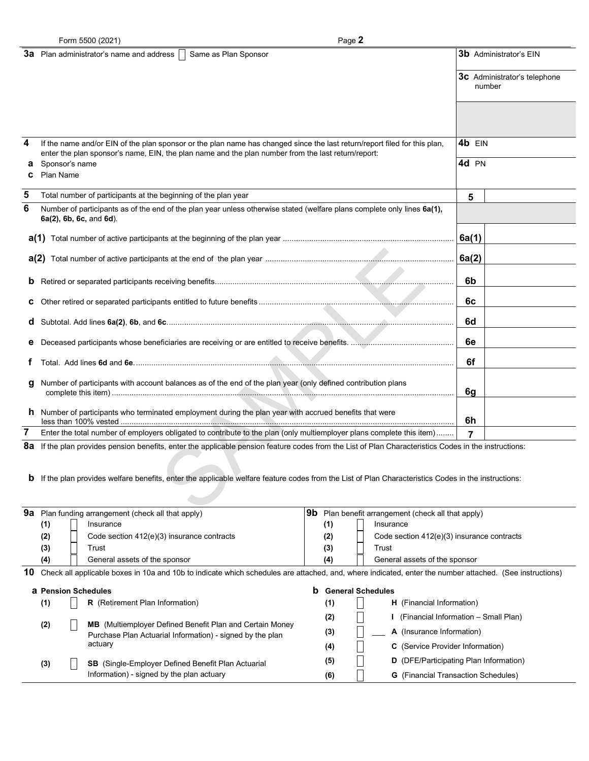Form 5500 (2021)

| | | |
|---|---|---|
| **3a** Plan administrator's name and address ☐ Same as Plan Sponsor | **3b** Administrator's EIN | |
| | **3c** Administrator's telephone number | |
| **4** If the name and/or EIN of the plan sponsor or the plan name has changed since the last return/report filed for this plan, enter the plan sponsor's name, EIN, the plan name and the plan number from the last return/report: | **4b** EIN | |
| **a** Sponsor's name | **4d** PN | |
| **c** Plan Name | | |
| **5** Total number of participants at the beginning of the plan year | **5** | |
| **6** Number of participants as of the end of the plan year unless otherwise stated (welfare plans complete only lines **6a(1), 6a(2), 6b, 6c,** and **6d**). | | |
| **a(1)** Total number of active participants at the beginning of the plan year | **6a(1)** | |
| **a(2)** Total number of active participants at the end of the plan year | **6a(2)** | |
| **b** Retired or separated participants receiving benefits | **6b** | |
| **c** Other retired or separated participants entitled to future benefits | **6c** | |
| **d** Subtotal. Add lines **6a(2)**, **6b**, and **6c** | **6d** | |
| **e** Deceased participants whose beneficiaries are receiving or are entitled to receive benefits. | **6e** | |
| **f** Total. Add lines **6d** and **6e** | **6f** | |
| **g** Number of participants with account balances as of the end of the plan year (only defined contribution plans complete this item) | **6g** | |
| **h** Number of participants who terminated employment during the plan year with accrued benefits that were less than 100% vested | **6h** | |
| **7** Enter the total number of employers obligated to contribute to the plan (only multiemployer plans complete this item) | **7** | |

**8a** If the plan provides pension benefits, enter the applicable pension feature codes from the List of Plan Characteristics Codes in the instructions:

**b** If the plan provides welfare benefits, enter the applicable welfare feature codes from the List of Plan Characteristics Codes in the instructions:

| **9a** Plan funding arrangement (check all that apply) | **9b** Plan benefit arrangement (check all that apply) |
|---|---|
| (1) ☐ Insurance | (1) ☐ Insurance |
| (2) ☐ Code section 412(e)(3) insurance contracts | (2) ☐ Code section 412(e)(3) insurance contracts |
| (3) ☐ Trust | (3) ☐ Trust |
| (4) ☐ General assets of the sponsor | (4) ☐ General assets of the sponsor |

**10** Check all applicable boxes in 10a and 10b to indicate which schedules are attached, and, where indicated, enter the number attached. (See instructions)

| **a Pension Schedules** | **b General Schedules** |
|---|---|
| (1) ☐ **R** (Retirement Plan Information) | (1) ☐ **H** (Financial Information) |
| (2) ☐ **MB** (Multiemployer Defined Benefit Plan and Certain Money Purchase Plan Actuarial Information) - signed by the plan actuary | (2) ☐ **I** (Financial Information – Small Plan) |
| | (3) ☐ ___ **A** (Insurance Information) |
| | (4) ☐ **C** (Service Provider Information) |
| (3) ☐ **SB** (Single-Employer Defined Benefit Plan Actuarial Information) - signed by the plan actuary | (5) ☐ **D** (DFE/Participating Plan Information) |
| | (6) ☐ **G** (Financial Transaction Schedules) |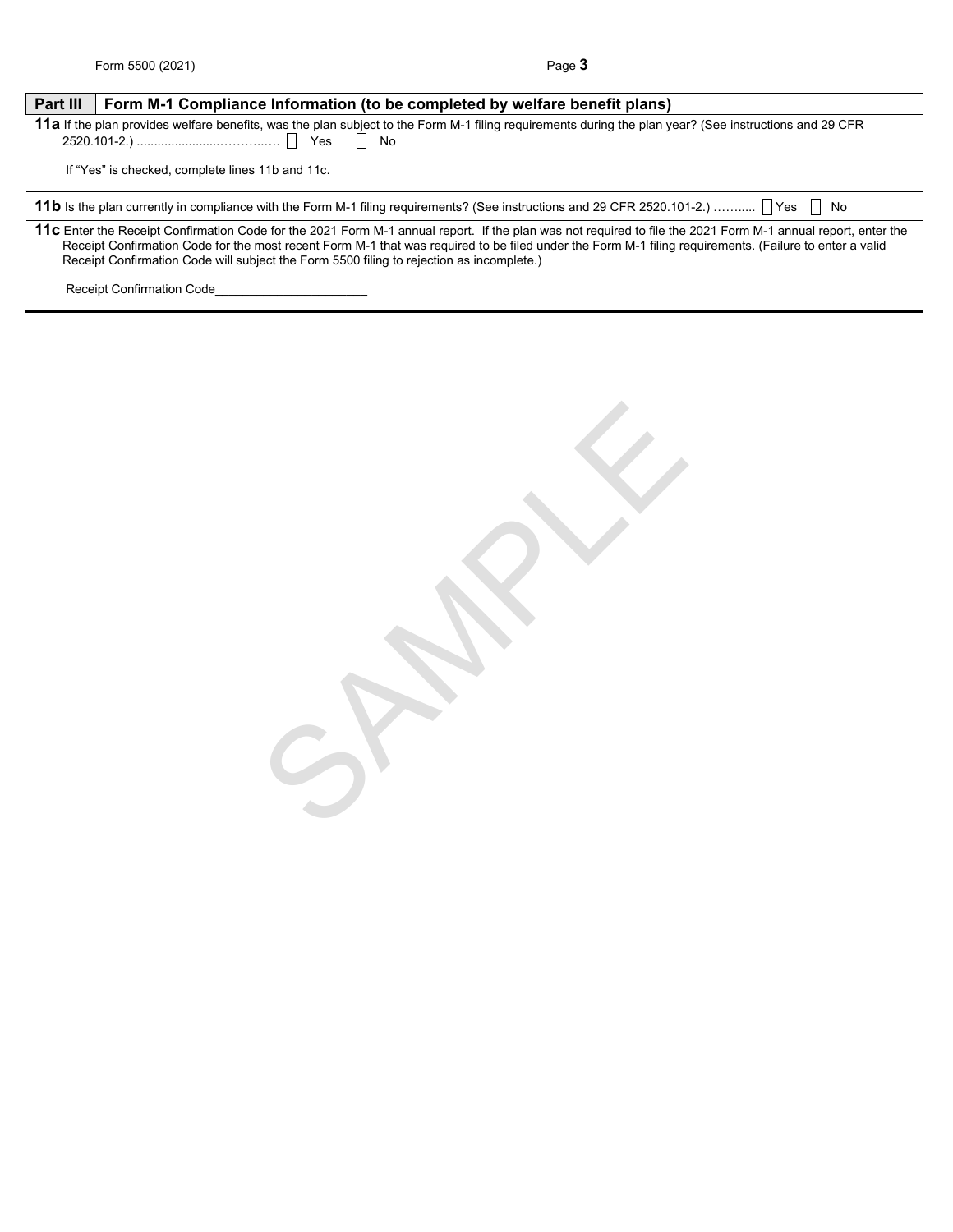## Part III Form M-1 Compliance Information (to be completed by welfare benefit plans)

**11a** If the plan provides welfare benefits, was the plan subject to the Form M-1 filing requirements during the plan year? (See instructions and 29 CFR 2520.101-2.) ....................................... ☐ Yes ☐ No

If "Yes" is checked, complete lines 11b and 11c.

**11b** Is the plan currently in compliance with the Form M-1 filing requirements? (See instructions and 29 CFR 2520.101-2.) ……..... ☐ Yes ☐ No

**11c** Enter the Receipt Confirmation Code for the 2021 Form M-1 annual report. If the plan was not required to file the 2021 Form M-1 annual report, enter the Receipt Confirmation Code for the most recent Form M-1 that was required to be filed under the Form M-1 filing requirements. (Failure to enter a valid Receipt Confirmation Code will subject the Form 5500 filing to rejection as incomplete.)

Receipt Confirmation Code______________________

SAMPLE